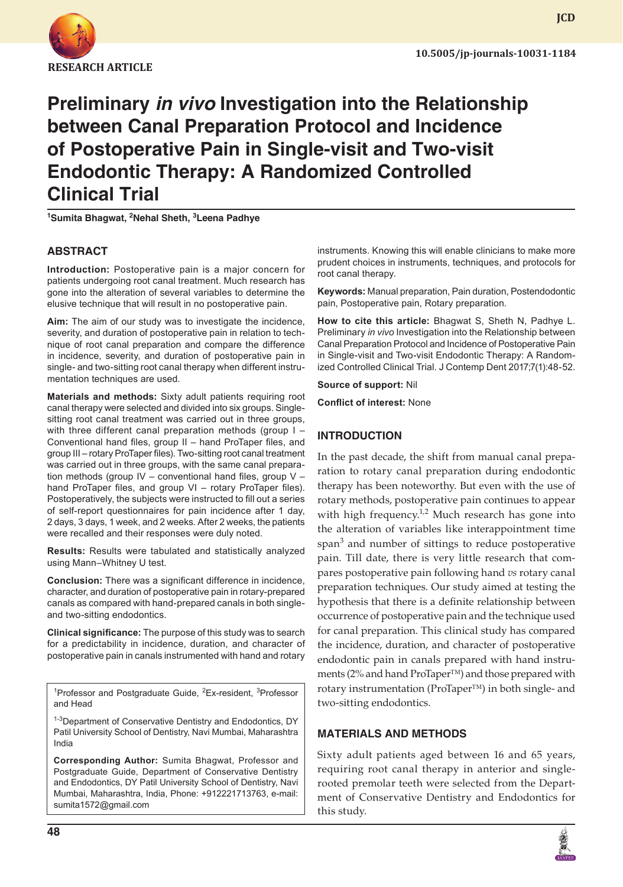RESEARCH ARTICLE

10.5005/jp-journals-10031-1184

# Preliminary *in vivo* Investigation into the Relationship between Canal Preparation Protocol and Incidence of Postoperative Pain in Single-visit and Two-visit Endodontic Therapy: A Randomized Controlled Clinical Trial

[1]Sumita Bhagwat, [2]Nehal Sheth, [3]Leena Padhye

## ABSTRACT

**Introduction:** Postoperative pain is a major concern for patients undergoing root canal treatment. Much research has gone into the alteration of several variables to determine the elusive technique that will result in no postoperative pain.

**Aim:** The aim of our study was to investigate the incidence, severity, and duration of postoperative pain in relation to technique of root canal preparation and compare the difference in incidence, severity, and duration of postoperative pain in single- and two-sitting root canal therapy when different instrumentation techniques are used.

**Materials and methods:** Sixty adult patients requiring root canal therapy were selected and divided into six groups. Single-sitting root canal treatment was carried out in three groups, with three different canal preparation methods (group I – Conventional hand files, group II – hand ProTaper files, and group III – rotary ProTaper files). Two-sitting root canal treatment was carried out in three groups, with the same canal preparation methods (group IV – conventional hand files, group V – hand ProTaper files, and group VI – rotary ProTaper files). Postoperatively, the subjects were instructed to fill out a series of self-report questionnaires for pain incidence after 1 day, 2 days, 3 days, 1 week, and 2 weeks. After 2 weeks, the patients were recalled and their responses were duly noted.

**Results:** Results were tabulated and statistically analyzed using Mann–Whitney U test.

**Conclusion:** There was a significant difference in incidence, character, and duration of postoperative pain in rotary-prepared canals as compared with hand-prepared canals in both single- and two-sitting endodontics.

**Clinical significance:** The purpose of this study was to search for a predictability in incidence, duration, and character of postoperative pain in canals instrumented with hand and rotary instruments. Knowing this will enable clinicians to make more prudent choices in instruments, techniques, and protocols for root canal therapy.

**Keywords:** Manual preparation, Pain duration, Postendodontic pain, Postoperative pain, Rotary preparation.

**How to cite this article:** Bhagwat S, Sheth N, Padhye L. Preliminary *in vivo* Investigation into the Relationship between Canal Preparation Protocol and Incidence of Postoperative Pain in Single-visit and Two-visit Endodontic Therapy: A Randomized Controlled Clinical Trial. J Contemp Dent 2017;7(1):48-52.

**Source of support:** Nil

**Conflict of interest:** None

[1]Professor and Postgraduate Guide, [2]Ex-resident, [3]Professor and Head

[1-3]Department of Conservative Dentistry and Endodontics, DY Patil University School of Dentistry, Navi Mumbai, Maharashtra India

**Corresponding Author:** Sumita Bhagwat, Professor and Postgraduate Guide, Department of Conservative Dentistry and Endodontics, DY Patil University School of Dentistry, Navi Mumbai, Maharashtra, India, Phone: +912221713763, e-mail: sumita1572@gmail.com

## INTRODUCTION

In the past decade, the shift from manual canal preparation to rotary canal preparation during endodontic therapy has been noteworthy. But even with the use of rotary methods, postoperative pain continues to appear with high frequency.[1,2] Much research has gone into the alteration of variables like interappointment time span[3] and number of sittings to reduce postoperative pain. Till date, there is very little research that compares postoperative pain following hand *vs* rotary canal preparation techniques. Our study aimed at testing the hypothesis that there is a definite relationship between occurrence of postoperative pain and the technique used for canal preparation. This clinical study has compared the incidence, duration, and character of postoperative endodontic pain in canals prepared with hand instruments (2% and hand ProTaper™) and those prepared with rotary instrumentation (ProTaper™) in both single- and two-sitting endodontics.

## MATERIALS AND METHODS

Sixty adult patients aged between 16 and 65 years, requiring root canal therapy in anterior and single-rooted premolar teeth were selected from the Department of Conservative Dentistry and Endodontics for this study.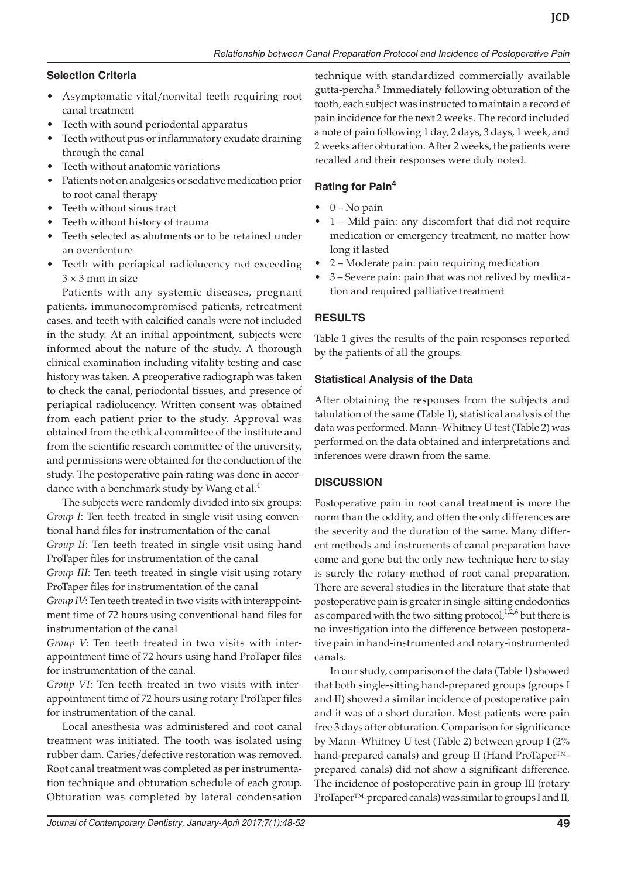### Selection Criteria

- Asymptomatic vital/nonvital teeth requiring root canal treatment
- Teeth with sound periodontal apparatus
- Teeth without pus or inflammatory exudate draining through the canal
- Teeth without anatomic variations
- Patients not on analgesics or sedative medication prior to root canal therapy
- Teeth without sinus tract
- Teeth without history of trauma
- Teeth selected as abutments or to be retained under an overdenture
- Teeth with periapical radiolucency not exceeding 3 × 3 mm in size

Patients with any systemic diseases, pregnant patients, immunocompromised patients, retreatment cases, and teeth with calcified canals were not included in the study. At an initial appointment, subjects were informed about the nature of the study. A thorough clinical examination including vitality testing and case history was taken. A preoperative radiograph was taken to check the canal, periodontal tissues, and presence of periapical radiolucency. Written consent was obtained from each patient prior to the study. Approval was obtained from the ethical committee of the institute and from the scientific research committee of the university, and permissions were obtained for the conduction of the study. The postoperative pain rating was done in accordance with a benchmark study by Wang et al.[4]

The subjects were randomly divided into six groups:

*Group I*: Ten teeth treated in single visit using conventional hand files for instrumentation of the canal

*Group II*: Ten teeth treated in single visit using hand ProTaper files for instrumentation of the canal

*Group III*: Ten teeth treated in single visit using rotary ProTaper files for instrumentation of the canal

*Group IV*: Ten teeth treated in two visits with interappointment time of 72 hours using conventional hand files for instrumentation of the canal

*Group V*: Ten teeth treated in two visits with interappointment time of 72 hours using hand ProTaper files for instrumentation of the canal.

*Group VI*: Ten teeth treated in two visits with interappointment time of 72 hours using rotary ProTaper files for instrumentation of the canal.

Local anesthesia was administered and root canal treatment was initiated. The tooth was isolated using rubber dam. Caries/defective restoration was removed. Root canal treatment was completed as per instrumentation technique and obturation schedule of each group. Obturation was completed by lateral condensation technique with standardized commercially available gutta-percha.[5] Immediately following obturation of the tooth, each subject was instructed to maintain a record of pain incidence for the next 2 weeks. The record included a note of pain following 1 day, 2 days, 3 days, 1 week, and 2 weeks after obturation. After 2 weeks, the patients were recalled and their responses were duly noted.

### Rating for Pain[4]

- 0 – No pain
- 1 – Mild pain: any discomfort that did not require medication or emergency treatment, no matter how long it lasted
- 2 – Moderate pain: pain requiring medication
- 3 – Severe pain: pain that was not relived by medication and required palliative treatment

## RESULTS

Table 1 gives the results of the pain responses reported by the patients of all the groups.

### Statistical Analysis of the Data

After obtaining the responses from the subjects and tabulation of the same (Table 1), statistical analysis of the data was performed. Mann–Whitney U test (Table 2) was performed on the data obtained and interpretations and inferences were drawn from the same.

## DISCUSSION

Postoperative pain in root canal treatment is more the norm than the oddity, and often the only differences are the severity and the duration of the same. Many different methods and instruments of canal preparation have come and gone but the only new technique here to stay is surely the rotary method of root canal preparation. There are several studies in the literature that state that postoperative pain is greater in single-sitting endodontics as compared with the two-sitting protocol,[1,2,6] but there is no investigation into the difference between postoperative pain in hand-instrumented and rotary-instrumented canals.

In our study, comparison of the data (Table 1) showed that both single-sitting hand-prepared groups (groups I and II) showed a similar incidence of postoperative pain and it was of a short duration. Most patients were pain free 3 days after obturation. Comparison for significance by Mann–Whitney U test (Table 2) between group I (2% hand-prepared canals) and group II (Hand ProTaper™-prepared canals) did not show a significant difference. The incidence of postoperative pain in group III (rotary ProTaper™-prepared canals) was similar to groups I and II,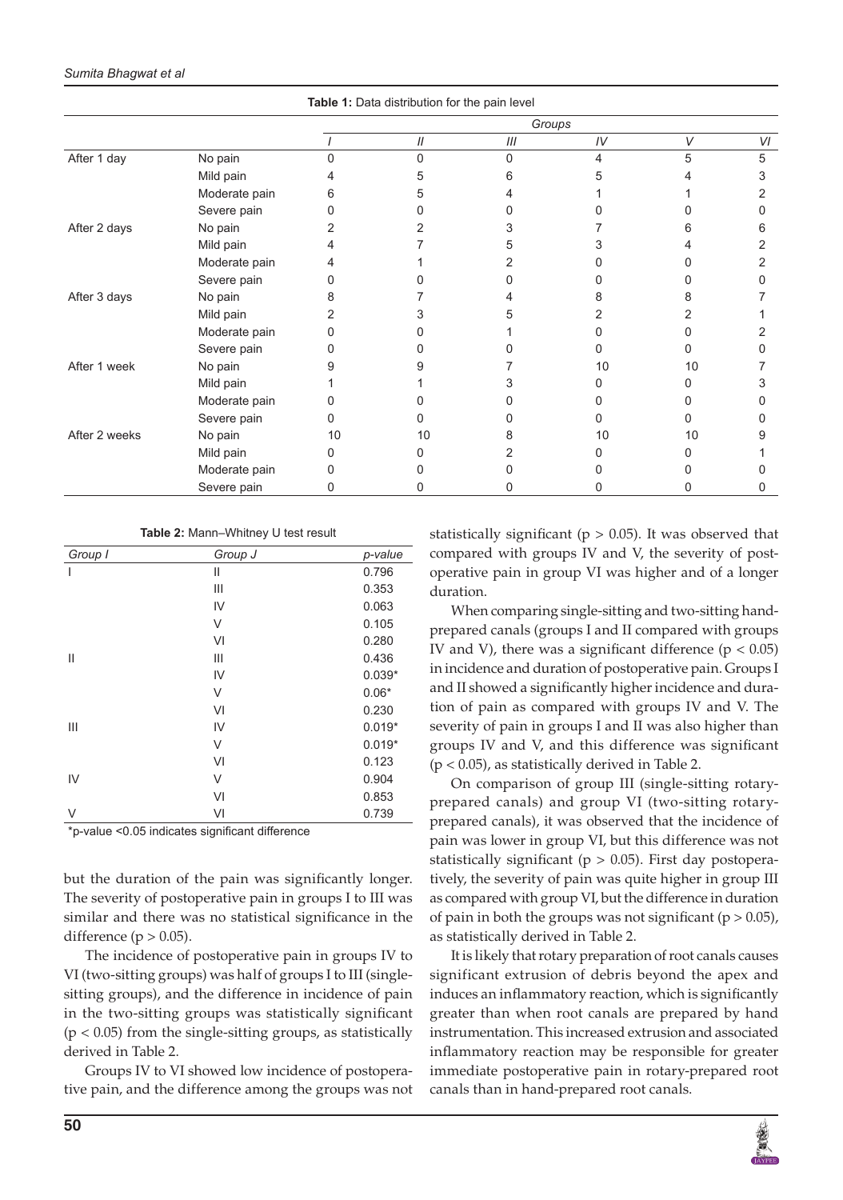**Table 1:** Data distribution for the pain level

| | | Groups | | | | | |
|---|---|---|---|---|---|---|---|
| | | *I* | *II* | *III* | *IV* | *V* | *VI* |
| After 1 day | No pain | 0 | 0 | 0 | 4 | 5 | 5 |
| | Mild pain | 4 | 5 | 6 | 5 | 4 | 3 |
| | Moderate pain | 6 | 5 | 4 | 1 | 1 | 2 |
| | Severe pain | 0 | 0 | 0 | 0 | 0 | 0 |
| After 2 days | No pain | 2 | 2 | 3 | 7 | 6 | 6 |
| | Mild pain | 4 | 7 | 5 | 3 | 4 | 2 |
| | Moderate pain | 4 | 1 | 2 | 0 | 0 | 2 |
| | Severe pain | 0 | 0 | 0 | 0 | 0 | 0 |
| After 3 days | No pain | 8 | 7 | 4 | 8 | 8 | 7 |
| | Mild pain | 2 | 3 | 5 | 2 | 2 | 1 |
| | Moderate pain | 0 | 0 | 1 | 0 | 0 | 2 |
| | Severe pain | 0 | 0 | 0 | 0 | 0 | 0 |
| After 1 week | No pain | 9 | 9 | 7 | 10 | 10 | 7 |
| | Mild pain | 1 | 1 | 3 | 0 | 0 | 3 |
| | Moderate pain | 0 | 0 | 0 | 0 | 0 | 0 |
| | Severe pain | 0 | 0 | 0 | 0 | 0 | 0 |
| After 2 weeks | No pain | 10 | 10 | 8 | 10 | 10 | 9 |
| | Mild pain | 0 | 0 | 2 | 0 | 0 | 1 |
| | Moderate pain | 0 | 0 | 0 | 0 | 0 | 0 |
| | Severe pain | 0 | 0 | 0 | 0 | 0 | 0 |

**Table 2:** Mann–Whitney U test result

| *Group I* | *Group J* | *p-value* |
|---|---|---|
| I | II | 0.796 |
| | III | 0.353 |
| | IV | 0.063 |
| | V | 0.105 |
| | VI | 0.280 |
| II | III | 0.436 |
| | IV | 0.039* |
| | V | 0.06* |
| | VI | 0.230 |
| III | IV | 0.019* |
| | V | 0.019* |
| | VI | 0.123 |
| IV | V | 0.904 |
| | VI | 0.853 |
| V | VI | 0.739 |

*p-value <0.05 indicates significant difference

but the duration of the pain was significantly longer. The severity of postoperative pain in groups I to III was similar and there was no statistical significance in the difference ($p > 0.05$).

The incidence of postoperative pain in groups IV to VI (two-sitting groups) was half of groups I to III (single-sitting groups), and the difference in incidence of pain in the two-sitting groups was statistically significant ($p < 0.05$) from the single-sitting groups, as statistically derived in Table 2.

Groups IV to VI showed low incidence of postoperative pain, and the difference among the groups was not statistically significant ($p > 0.05$). It was observed that compared with groups IV and V, the severity of postoperative pain in group VI was higher and of a longer duration.

When comparing single-sitting and two-sitting hand-prepared canals (groups I and II compared with groups IV and V), there was a significant difference ($p < 0.05$) in incidence and duration of postoperative pain. Groups I and II showed a significantly higher incidence and duration of pain as compared with groups IV and V. The severity of pain in groups I and II was also higher than groups IV and V, and this difference was significant ($p < 0.05$), as statistically derived in Table 2.

On comparison of group III (single-sitting rotary-prepared canals) and group VI (two-sitting rotary-prepared canals), it was observed that the incidence of pain was lower in group VI, but this difference was not statistically significant ($p > 0.05$). First day postoperatively, the severity of pain was quite higher in group III as compared with group VI, but the difference in duration of pain in both the groups was not significant ($p > 0.05$), as statistically derived in Table 2.

It is likely that rotary preparation of root canals causes significant extrusion of debris beyond the apex and induces an inflammatory reaction, which is significantly greater than when root canals are prepared by hand instrumentation. This increased extrusion and associated inflammatory reaction may be responsible for greater immediate postoperative pain in rotary-prepared root canals than in hand-prepared root canals.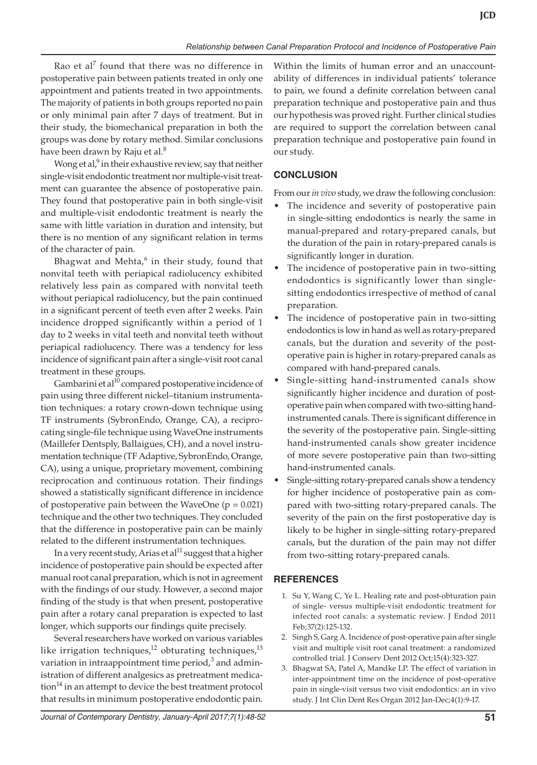Rao et al[7] found that there was no difference in postoperative pain between patients treated in only one appointment and patients treated in two appointments. The majority of patients in both groups reported no pain or only minimal pain after 7 days of treatment. But in their study, the biomechanical preparation in both the groups was done by rotary method. Similar conclusions have been drawn by Raju et al.[8]

Wong et al,[9] in their exhaustive review, say that neither single-visit endodontic treatment nor multiple-visit treatment can guarantee the absence of postoperative pain. They found that postoperative pain in both single-visit and multiple-visit endodontic treatment is nearly the same with little variation in duration and intensity, but there is no mention of any significant relation in terms of the character of pain.

Bhagwat and Mehta,[6] in their study, found that nonvital teeth with periapical radiolucency exhibited relatively less pain as compared with nonvital teeth without periapical radiolucency, but the pain continued in a significant percent of teeth even after 2 weeks. Pain incidence dropped significantly within a period of 1 day to 2 weeks in vital teeth and nonvital teeth without periapical radiolucency. There was a tendency for less incidence of significant pain after a single-visit root canal treatment in these groups.

Gambarini et al[10] compared postoperative incidence of pain using three different nickel–titanium instrumentation techniques: a rotary crown-down technique using TF instruments (SybronEndo, Orange, CA), a reciprocating single-file technique using WaveOne instruments (Maillefer Dentsply, Ballaigues, CH), and a novel instrumentation technique (TF Adaptive, SybronEndo, Orange, CA), using a unique, proprietary movement, combining reciprocation and continuous rotation. Their findings showed a statistically significant difference in incidence of postoperative pain between the WaveOne ($p = 0.021$) technique and the other two techniques. They concluded that the difference in postoperative pain can be mainly related to the different instrumentation techniques.

In a very recent study, Arias et al[11] suggest that a higher incidence of postoperative pain should be expected after manual root canal preparation, which is not in agreement with the findings of our study. However, a second major finding of the study is that when present, postoperative pain after a rotary canal preparation is expected to last longer, which supports our findings quite precisely.

Several researchers have worked on various variables like irrigation techniques,[12] obturating techniques,[13] variation in intraappointment time period,[3] and administration of different analgesics as pretreatment medication[14] in an attempt to device the best treatment protocol that results in minimum postoperative endodontic pain. Within the limits of human error and an unaccountability of differences in individual patients' tolerance to pain, we found a definite correlation between canal preparation technique and postoperative pain and thus our hypothesis was proved right. Further clinical studies are required to support the correlation between canal preparation technique and postoperative pain found in our study.

## CONCLUSION

From our *in vivo* study, we draw the following conclusion:

- The incidence and severity of postoperative pain in single-sitting endodontics is nearly the same in manual-prepared and rotary-prepared canals, but the duration of the pain in rotary-prepared canals is significantly longer in duration.
- The incidence of postoperative pain in two-sitting endodontics is significantly lower than single-sitting endodontics irrespective of method of canal preparation.
- The incidence of postoperative pain in two-sitting endodontics is low in hand as well as rotary-prepared canals, but the duration and severity of the postoperative pain is higher in rotary-prepared canals as compared with hand-prepared canals.
- Single-sitting hand-instrumented canals show significantly higher incidence and duration of postoperative pain when compared with two-sitting hand-instrumented canals. There is significant difference in the severity of the postoperative pain. Single-sitting hand-instrumented canals show greater incidence of more severe postoperative pain than two-sitting hand-instrumented canals.
- Single-sitting rotary-prepared canals show a tendency for higher incidence of postoperative pain as compared with two-sitting rotary-prepared canals. The severity of the pain on the first postoperative day is likely to be higher in single-sitting rotary-prepared canals, but the duration of the pain may not differ from two-sitting rotary-prepared canals.

## REFERENCES

1. Su Y, Wang C, Ye L. Healing rate and post-obturation pain of single- versus multiple-visit endodontic treatment for infected root canals: a systematic review. J Endod 2011 Feb;37(2):125-132.
2. Singh S, Garg A. Incidence of post-operative pain after single visit and multiple visit root canal treatment: a randomized controlled trial. J Conserv Dent 2012 Oct;15(4):323-327.
3. Bhagwat SA, Patel A, Mandke LP. The effect of variation in inter-appointment time on the incidence of post-operative pain in single-visit versus two visit endodontics: an in vivo study. J Int Clin Dent Res Organ 2012 Jan-Dec;4(1):9-17.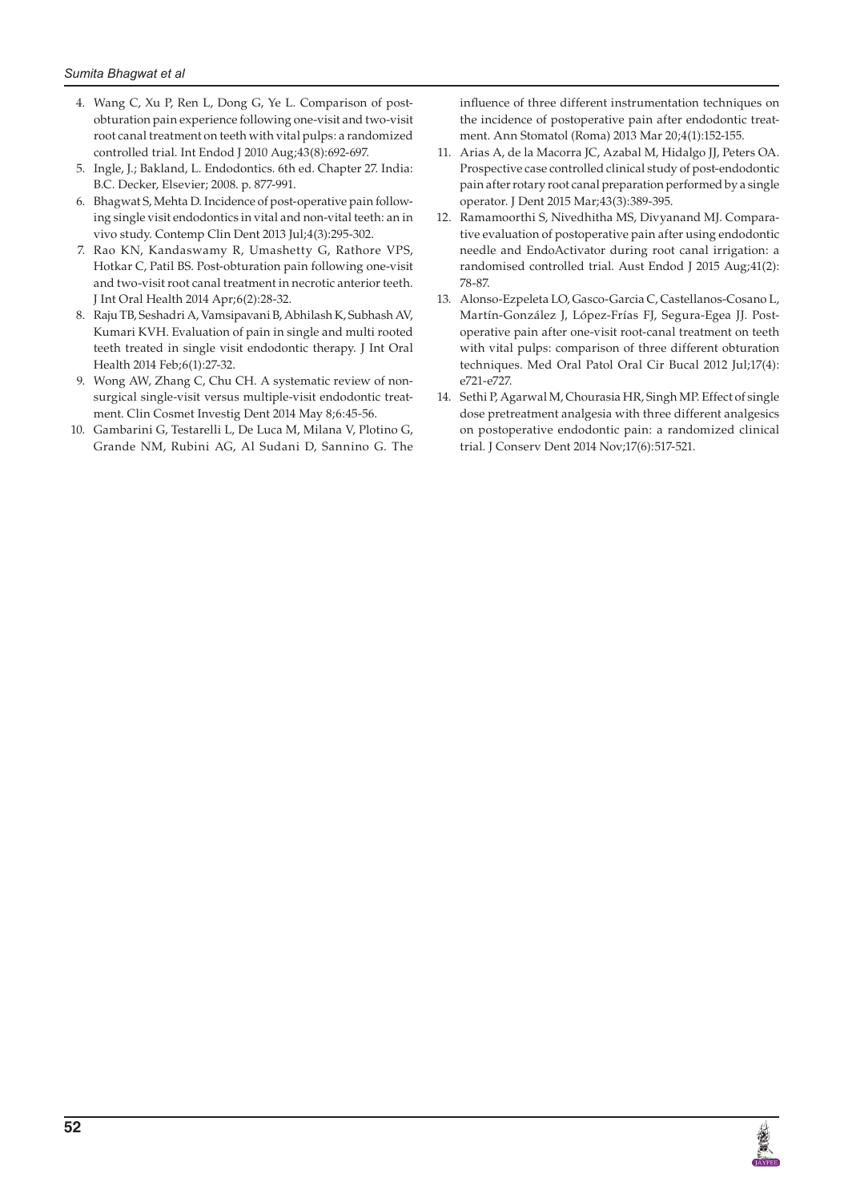4. Wang C, Xu P, Ren L, Dong G, Ye L. Comparison of post-obturation pain experience following one-visit and two-visit root canal treatment on teeth with vital pulps: a randomized controlled trial. Int Endod J 2010 Aug;43(8):692-697.
5. Ingle, J.; Bakland, L. Endodontics. 6th ed. Chapter 27. India: B.C. Decker, Elsevier; 2008. p. 877-991.
6. Bhagwat S, Mehta D. Incidence of post-operative pain following single visit endodontics in vital and non-vital teeth: an in vivo study. Contemp Clin Dent 2013 Jul;4(3):295-302.
7. Rao KN, Kandaswamy R, Umashetty G, Rathore VPS, Hotkar C, Patil BS. Post-obturation pain following one-visit and two-visit root canal treatment in necrotic anterior teeth. J Int Oral Health 2014 Apr;6(2):28-32.
8. Raju TB, Seshadri A, Vamsipavani B, Abhilash K, Subhash AV, Kumari KVH. Evaluation of pain in single and multi rooted teeth treated in single visit endodontic therapy. J Int Oral Health 2014 Feb;6(1):27-32.
9. Wong AW, Zhang C, Chu CH. A systematic review of nonsurgical single-visit versus multiple-visit endodontic treatment. Clin Cosmet Investig Dent 2014 May 8;6:45-56.
10. Gambarini G, Testarelli L, De Luca M, Milana V, Plotino G, Grande NM, Rubini AG, Al Sudani D, Sannino G. The influence of three different instrumentation techniques on the incidence of postoperative pain after endodontic treatment. Ann Stomatol (Roma) 2013 Mar 20;4(1):152-155.
11. Arias A, de la Macorra JC, Azabal M, Hidalgo JJ, Peters OA. Prospective case controlled clinical study of post-endodontic pain after rotary root canal preparation performed by a single operator. J Dent 2015 Mar;43(3):389-395.
12. Ramamoorthi S, Nivedhitha MS, Divyanand MJ. Comparative evaluation of postoperative pain after using endodontic needle and EndoActivator during root canal irrigation: a randomised controlled trial. Aust Endod J 2015 Aug;41(2): 78-87.
13. Alonso-Ezpeleta LO, Gasco-Garcia C, Castellanos-Cosano L, Martín-González J, López-Frías FJ, Segura-Egea JJ. Postoperative pain after one-visit root-canal treatment on teeth with vital pulps: comparison of three different obturation techniques. Med Oral Patol Oral Cir Bucal 2012 Jul;17(4): e721-e727.
14. Sethi P, Agarwal M, Chourasia HR, Singh MP. Effect of single dose pretreatment analgesia with three different analgesics on postoperative endodontic pain: a randomized clinical trial. J Conserv Dent 2014 Nov;17(6):517-521.